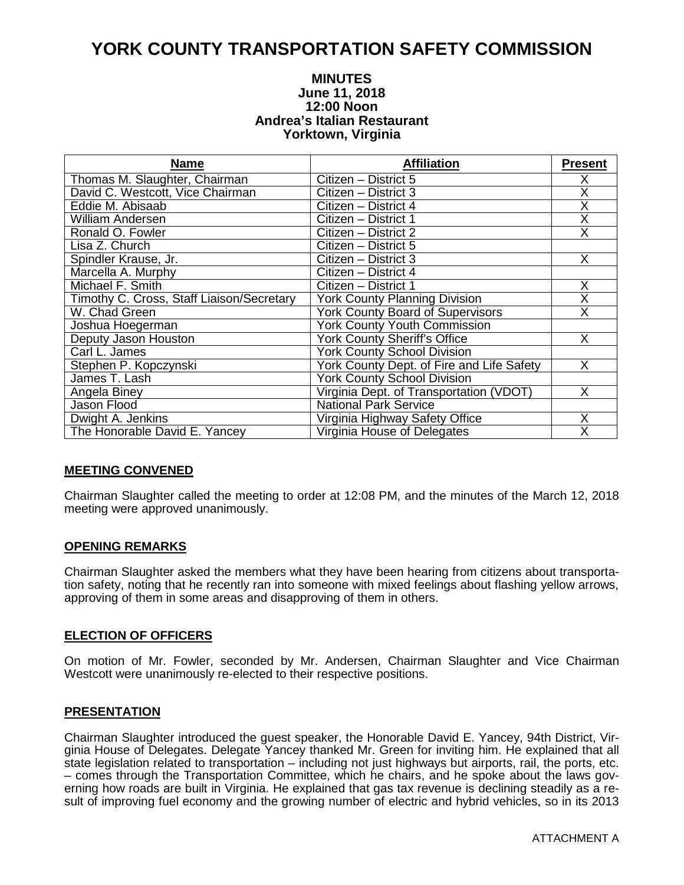# YORK COUNTY TRANSPORTATION SAFETY COMMISSION

**MINUTES**
**June 11, 2018**
**12:00 Noon**
**Andrea's Italian Restaurant**
**Yorktown, Virginia**

| Name | Affiliation | Present |
|---|---|---|
| Thomas M. Slaughter, Chairman | Citizen – District 5 | X |
| David C. Westcott, Vice Chairman | Citizen – District 3 | X |
| Eddie M. Abisaab | Citizen – District 4 | X |
| William Andersen | Citizen – District 1 | X |
| Ronald O. Fowler | Citizen – District 2 | X |
| Lisa Z. Church | Citizen – District 5 | |
| Spindler Krause, Jr. | Citizen – District 3 | X |
| Marcella A. Murphy | Citizen – District 4 | |
| Michael F. Smith | Citizen – District 1 | X |
| Timothy C. Cross, Staff Liaison/Secretary | York County Planning Division | X |
| W. Chad Green | York County Board of Supervisors | X |
| Joshua Hoegerman | York County Youth Commission | |
| Deputy Jason Houston | York County Sheriff's Office | X |
| Carl L. James | York County School Division | |
| Stephen P. Kopczynski | York County Dept. of Fire and Life Safety | X |
| James T. Lash | York County School Division | |
| Angela Biney | Virginia Dept. of Transportation (VDOT) | X |
| Jason Flood | National Park Service | |
| Dwight A. Jenkins | Virginia Highway Safety Office | X |
| The Honorable David E. Yancey | Virginia House of Delegates | X |

## MEETING CONVENED

Chairman Slaughter called the meeting to order at 12:08 PM, and the minutes of the March 12, 2018 meeting were approved unanimously.

## OPENING REMARKS

Chairman Slaughter asked the members what they have been hearing from citizens about transportation safety, noting that he recently ran into someone with mixed feelings about flashing yellow arrows, approving of them in some areas and disapproving of them in others.

## ELECTION OF OFFICERS

On motion of Mr. Fowler, seconded by Mr. Andersen, Chairman Slaughter and Vice Chairman Westcott were unanimously re-elected to their respective positions.

## PRESENTATION

Chairman Slaughter introduced the guest speaker, the Honorable David E. Yancey, 94th District, Virginia House of Delegates. Delegate Yancey thanked Mr. Green for inviting him. He explained that all state legislation related to transportation – including not just highways but airports, rail, the ports, etc. – comes through the Transportation Committee, which he chairs, and he spoke about the laws governing how roads are built in Virginia. He explained that gas tax revenue is declining steadily as a result of improving fuel economy and the growing number of electric and hybrid vehicles, so in its 2013

ATTACHMENT A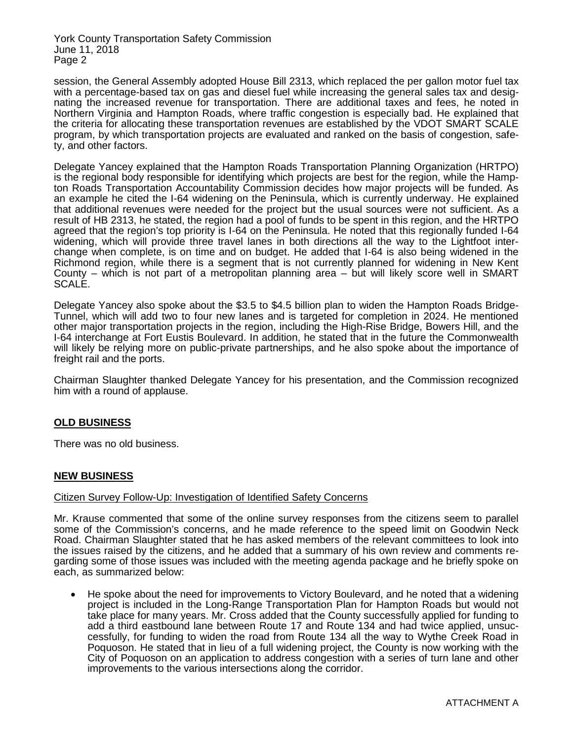session, the General Assembly adopted House Bill 2313, which replaced the per gallon motor fuel tax with a percentage-based tax on gas and diesel fuel while increasing the general sales tax and designating the increased revenue for transportation. There are additional taxes and fees, he noted in Northern Virginia and Hampton Roads, where traffic congestion is especially bad. He explained that the criteria for allocating these transportation revenues are established by the VDOT SMART SCALE program, by which transportation projects are evaluated and ranked on the basis of congestion, safety, and other factors.

Delegate Yancey explained that the Hampton Roads Transportation Planning Organization (HRTPO) is the regional body responsible for identifying which projects are best for the region, while the Hampton Roads Transportation Accountability Commission decides how major projects will be funded. As an example he cited the I-64 widening on the Peninsula, which is currently underway. He explained that additional revenues were needed for the project but the usual sources were not sufficient. As a result of HB 2313, he stated, the region had a pool of funds to be spent in this region, and the HRTPO agreed that the region's top priority is I-64 on the Peninsula. He noted that this regionally funded I-64 widening, which will provide three travel lanes in both directions all the way to the Lightfoot interchange when complete, is on time and on budget. He added that I-64 is also being widened in the Richmond region, while there is a segment that is not currently planned for widening in New Kent County – which is not part of a metropolitan planning area – but will likely score well in SMART SCALE.

Delegate Yancey also spoke about the $3.5 to $4.5 billion plan to widen the Hampton Roads Bridge-Tunnel, which will add two to four new lanes and is targeted for completion in 2024. He mentioned other major transportation projects in the region, including the High-Rise Bridge, Bowers Hill, and the I-64 interchange at Fort Eustis Boulevard. In addition, he stated that in the future the Commonwealth will likely be relying more on public-private partnerships, and he also spoke about the importance of freight rail and the ports.

Chairman Slaughter thanked Delegate Yancey for his presentation, and the Commission recognized him with a round of applause.

## OLD BUSINESS

There was no old business.

## NEW BUSINESS

Citizen Survey Follow-Up: Investigation of Identified Safety Concerns

Mr. Krause commented that some of the online survey responses from the citizens seem to parallel some of the Commission's concerns, and he made reference to the speed limit on Goodwin Neck Road. Chairman Slaughter stated that he has asked members of the relevant committees to look into the issues raised by the citizens, and he added that a summary of his own review and comments regarding some of those issues was included with the meeting agenda package and he briefly spoke on each, as summarized below:

- He spoke about the need for improvements to Victory Boulevard, and he noted that a widening project is included in the Long-Range Transportation Plan for Hampton Roads but would not take place for many years. Mr. Cross added that the County successfully applied for funding to add a third eastbound lane between Route 17 and Route 134 and had twice applied, unsuccessfully, for funding to widen the road from Route 134 all the way to Wythe Creek Road in Poquoson. He stated that in lieu of a full widening project, the County is now working with the City of Poquoson on an application to address congestion with a series of turn lane and other improvements to the various intersections along the corridor.

ATTACHMENT A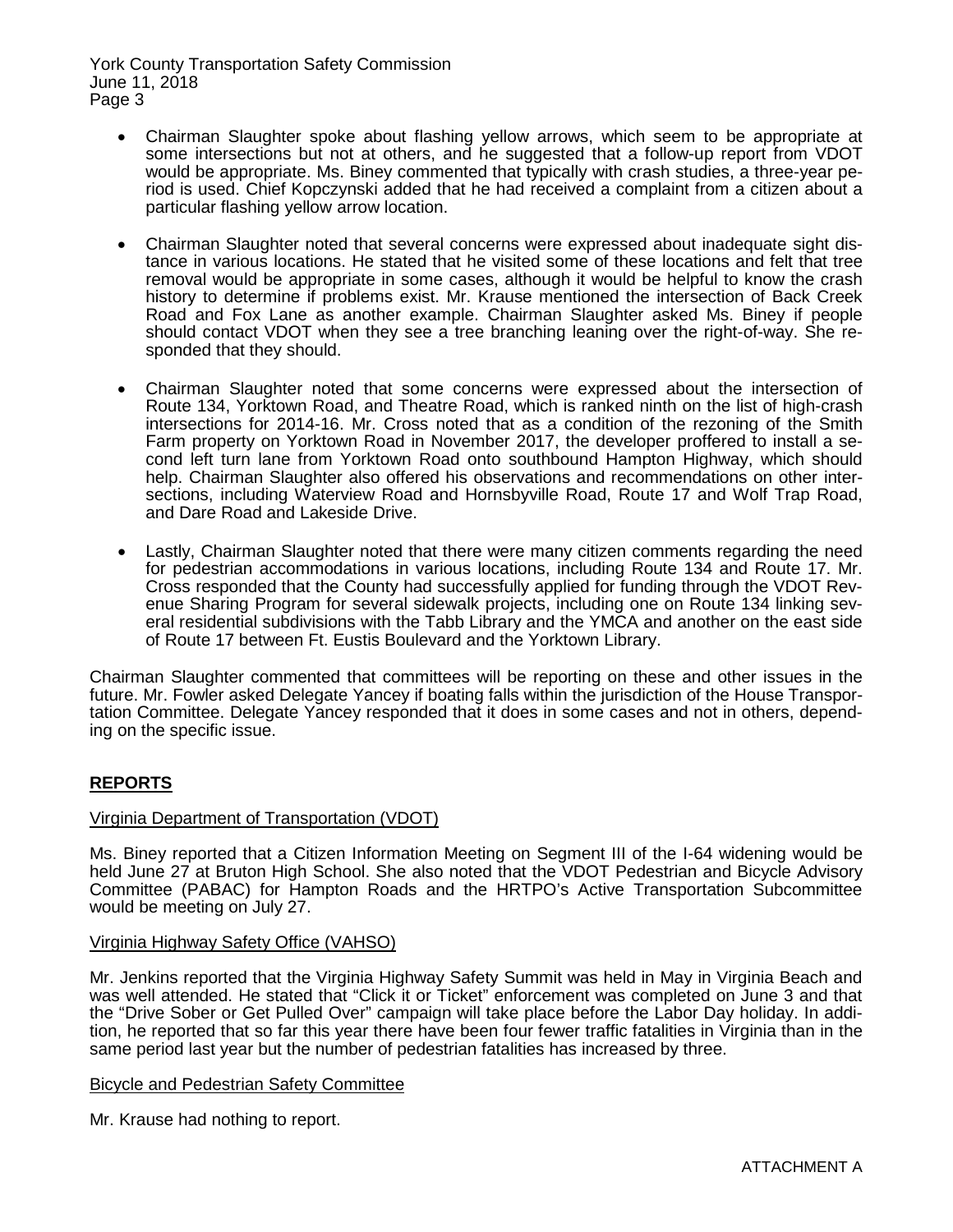- Chairman Slaughter spoke about flashing yellow arrows, which seem to be appropriate at some intersections but not at others, and he suggested that a follow-up report from VDOT would be appropriate. Ms. Biney commented that typically with crash studies, a three-year period is used. Chief Kopczynski added that he had received a complaint from a citizen about a particular flashing yellow arrow location.

- Chairman Slaughter noted that several concerns were expressed about inadequate sight distance in various locations. He stated that he visited some of these locations and felt that tree removal would be appropriate in some cases, although it would be helpful to know the crash history to determine if problems exist. Mr. Krause mentioned the intersection of Back Creek Road and Fox Lane as another example. Chairman Slaughter asked Ms. Biney if people should contact VDOT when they see a tree branching leaning over the right-of-way. She responded that they should.

- Chairman Slaughter noted that some concerns were expressed about the intersection of Route 134, Yorktown Road, and Theatre Road, which is ranked ninth on the list of high-crash intersections for 2014-16. Mr. Cross noted that as a condition of the rezoning of the Smith Farm property on Yorktown Road in November 2017, the developer proffered to install a second left turn lane from Yorktown Road onto southbound Hampton Highway, which should help. Chairman Slaughter also offered his observations and recommendations on other intersections, including Waterview Road and Hornsbyville Road, Route 17 and Wolf Trap Road, and Dare Road and Lakeside Drive.

- Lastly, Chairman Slaughter noted that there were many citizen comments regarding the need for pedestrian accommodations in various locations, including Route 134 and Route 17. Mr. Cross responded that the County had successfully applied for funding through the VDOT Revenue Sharing Program for several sidewalk projects, including one on Route 134 linking several residential subdivisions with the Tabb Library and the YMCA and another on the east side of Route 17 between Ft. Eustis Boulevard and the Yorktown Library.

Chairman Slaughter commented that committees will be reporting on these and other issues in the future. Mr. Fowler asked Delegate Yancey if boating falls within the jurisdiction of the House Transportation Committee. Delegate Yancey responded that it does in some cases and not in others, depending on the specific issue.

## REPORTS

### Virginia Department of Transportation (VDOT)

Ms. Biney reported that a Citizen Information Meeting on Segment III of the I-64 widening would be held June 27 at Bruton High School. She also noted that the VDOT Pedestrian and Bicycle Advisory Committee (PABAC) for Hampton Roads and the HRTPO's Active Transportation Subcommittee would be meeting on July 27.

### Virginia Highway Safety Office (VAHSO)

Mr. Jenkins reported that the Virginia Highway Safety Summit was held in May in Virginia Beach and was well attended. He stated that "Click it or Ticket" enforcement was completed on June 3 and that the "Drive Sober or Get Pulled Over" campaign will take place before the Labor Day holiday. In addition, he reported that so far this year there have been four fewer traffic fatalities in Virginia than in the same period last year but the number of pedestrian fatalities has increased by three.

### Bicycle and Pedestrian Safety Committee

Mr. Krause had nothing to report.

ATTACHMENT A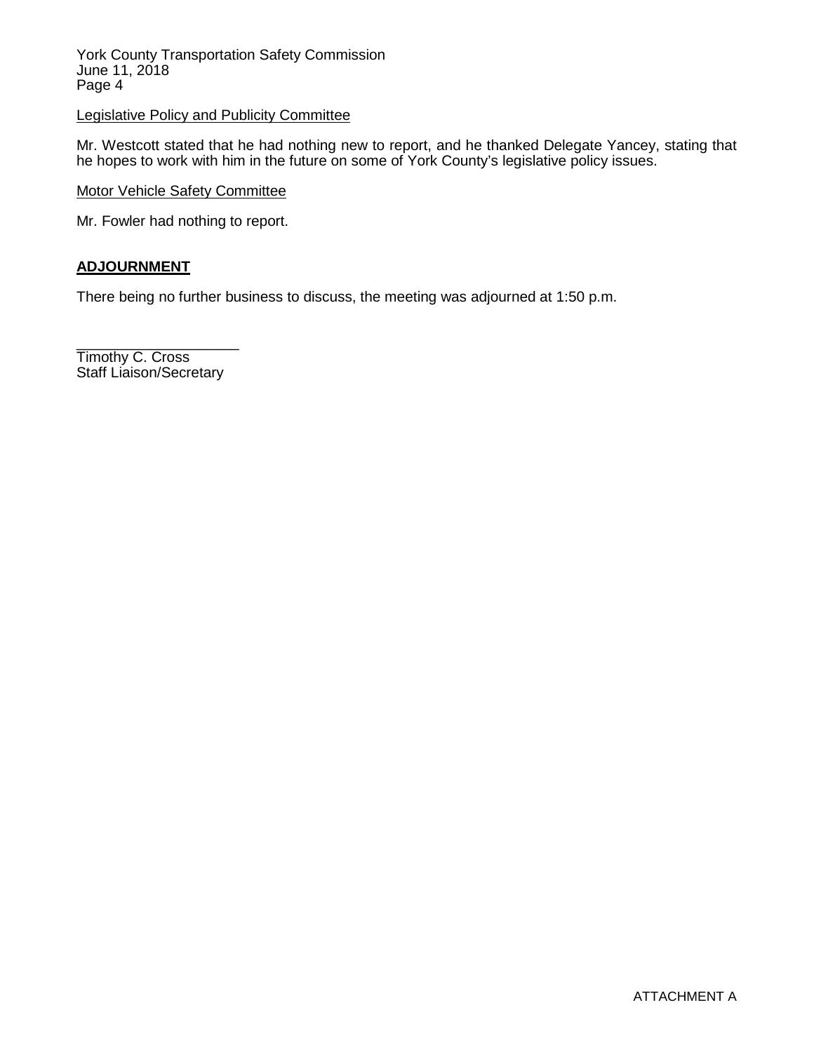Legislative Policy and Publicity Committee

Mr. Westcott stated that he had nothing new to report, and he thanked Delegate Yancey, stating that he hopes to work with him in the future on some of York County's legislative policy issues.

Motor Vehicle Safety Committee

Mr. Fowler had nothing to report.

## ADJOURNMENT

There being no further business to discuss, the meeting was adjourned at 1:50 p.m.

_____________________
Timothy C. Cross
Staff Liaison/Secretary

ATTACHMENT A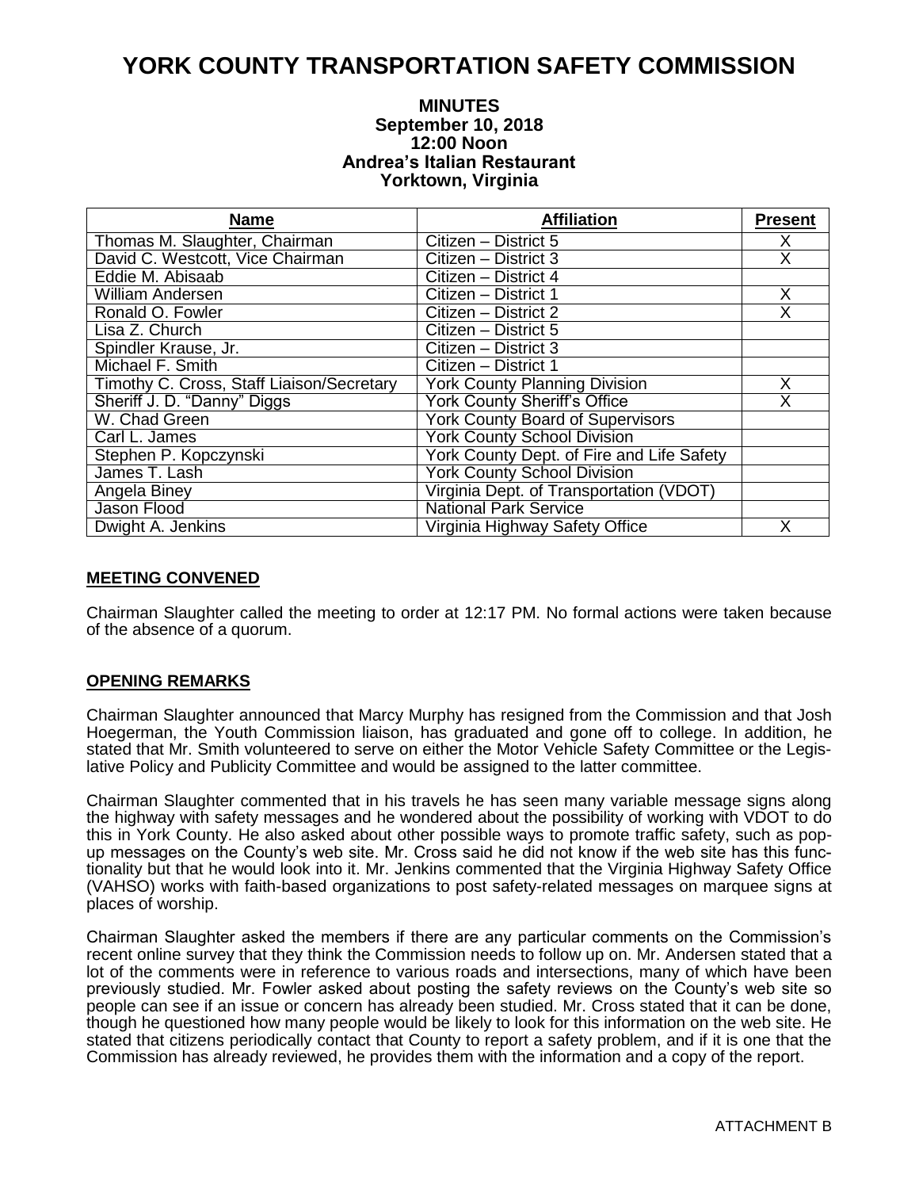# YORK COUNTY TRANSPORTATION SAFETY COMMISSION

**MINUTES**
**September 10, 2018**
**12:00 Noon**
**Andrea's Italian Restaurant**
**Yorktown, Virginia**

| Name | Affiliation | Present |
|---|---|---|
| Thomas M. Slaughter, Chairman | Citizen – District 5 | X |
| David C. Westcott, Vice Chairman | Citizen – District 3 | X |
| Eddie M. Abisaab | Citizen – District 4 | |
| William Andersen | Citizen – District 1 | X |
| Ronald O. Fowler | Citizen – District 2 | X |
| Lisa Z. Church | Citizen – District 5 | |
| Spindler Krause, Jr. | Citizen – District 3 | |
| Michael F. Smith | Citizen – District 1 | |
| Timothy C. Cross, Staff Liaison/Secretary | York County Planning Division | X |
| Sheriff J. D. "Danny" Diggs | York County Sheriff's Office | X |
| W. Chad Green | York County Board of Supervisors | |
| Carl L. James | York County School Division | |
| Stephen P. Kopczynski | York County Dept. of Fire and Life Safety | |
| James T. Lash | York County School Division | |
| Angela Biney | Virginia Dept. of Transportation (VDOT) | |
| Jason Flood | National Park Service | |
| Dwight A. Jenkins | Virginia Highway Safety Office | X |

## MEETING CONVENED

Chairman Slaughter called the meeting to order at 12:17 PM. No formal actions were taken because of the absence of a quorum.

## OPENING REMARKS

Chairman Slaughter announced that Marcy Murphy has resigned from the Commission and that Josh Hoegerman, the Youth Commission liaison, has graduated and gone off to college. In addition, he stated that Mr. Smith volunteered to serve on either the Motor Vehicle Safety Committee or the Legislative Policy and Publicity Committee and would be assigned to the latter committee.

Chairman Slaughter commented that in his travels he has seen many variable message signs along the highway with safety messages and he wondered about the possibility of working with VDOT to do this in York County. He also asked about other possible ways to promote traffic safety, such as pop-up messages on the County's web site. Mr. Cross said he did not know if the web site has this functionality but that he would look into it. Mr. Jenkins commented that the Virginia Highway Safety Office (VAHSO) works with faith-based organizations to post safety-related messages on marquee signs at places of worship.

Chairman Slaughter asked the members if there are any particular comments on the Commission's recent online survey that they think the Commission needs to follow up on. Mr. Andersen stated that a lot of the comments were in reference to various roads and intersections, many of which have been previously studied. Mr. Fowler asked about posting the safety reviews on the County's web site so people can see if an issue or concern has already been studied. Mr. Cross stated that it can be done, though he questioned how many people would be likely to look for this information on the web site. He stated that citizens periodically contact that County to report a safety problem, and if it is one that the Commission has already reviewed, he provides them with the information and a copy of the report.

ATTACHMENT B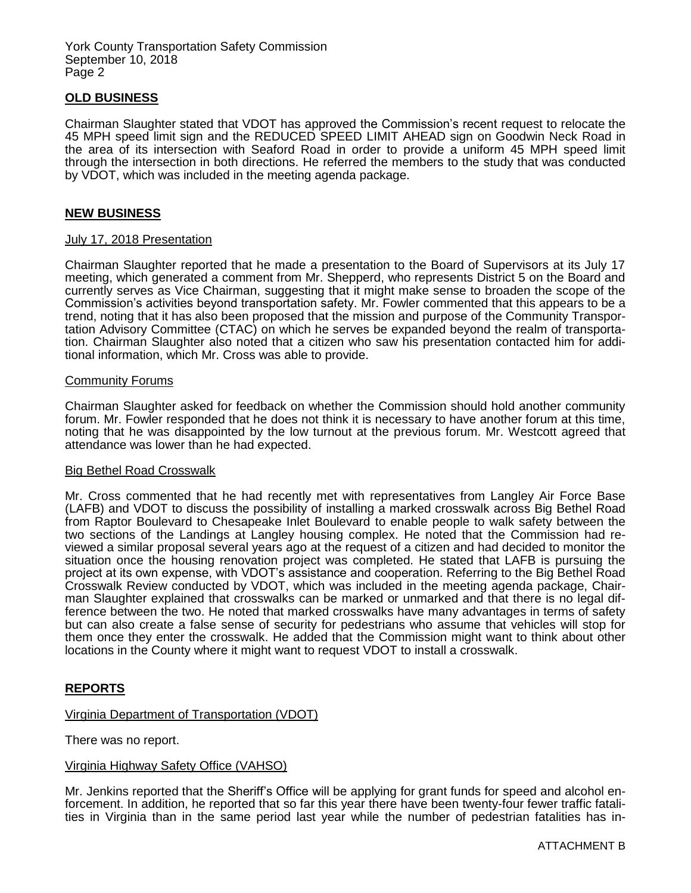## OLD BUSINESS

Chairman Slaughter stated that VDOT has approved the Commission's recent request to relocate the 45 MPH speed limit sign and the REDUCED SPEED LIMIT AHEAD sign on Goodwin Neck Road in the area of its intersection with Seaford Road in order to provide a uniform 45 MPH speed limit through the intersection in both directions. He referred the members to the study that was conducted by VDOT, which was included in the meeting agenda package.

## NEW BUSINESS

### July 17, 2018 Presentation

Chairman Slaughter reported that he made a presentation to the Board of Supervisors at its July 17 meeting, which generated a comment from Mr. Shepperd, who represents District 5 on the Board and currently serves as Vice Chairman, suggesting that it might make sense to broaden the scope of the Commission's activities beyond transportation safety. Mr. Fowler commented that this appears to be a trend, noting that it has also been proposed that the mission and purpose of the Community Transportation Advisory Committee (CTAC) on which he serves be expanded beyond the realm of transportation. Chairman Slaughter also noted that a citizen who saw his presentation contacted him for additional information, which Mr. Cross was able to provide.

### Community Forums

Chairman Slaughter asked for feedback on whether the Commission should hold another community forum. Mr. Fowler responded that he does not think it is necessary to have another forum at this time, noting that he was disappointed by the low turnout at the previous forum. Mr. Westcott agreed that attendance was lower than he had expected.

### Big Bethel Road Crosswalk

Mr. Cross commented that he had recently met with representatives from Langley Air Force Base (LAFB) and VDOT to discuss the possibility of installing a marked crosswalk across Big Bethel Road from Raptor Boulevard to Chesapeake Inlet Boulevard to enable people to walk safety between the two sections of the Landings at Langley housing complex. He noted that the Commission had reviewed a similar proposal several years ago at the request of a citizen and had decided to monitor the situation once the housing renovation project was completed. He stated that LAFB is pursuing the project at its own expense, with VDOT's assistance and cooperation. Referring to the Big Bethel Road Crosswalk Review conducted by VDOT, which was included in the meeting agenda package, Chairman Slaughter explained that crosswalks can be marked or unmarked and that there is no legal difference between the two. He noted that marked crosswalks have many advantages in terms of safety but can also create a false sense of security for pedestrians who assume that vehicles will stop for them once they enter the crosswalk. He added that the Commission might want to think about other locations in the County where it might want to request VDOT to install a crosswalk.

## REPORTS

### Virginia Department of Transportation (VDOT)

There was no report.

### Virginia Highway Safety Office (VAHSO)

Mr. Jenkins reported that the Sheriff's Office will be applying for grant funds for speed and alcohol enforcement. In addition, he reported that so far this year there have been twenty-four fewer traffic fatalities in Virginia than in the same period last year while the number of pedestrian fatalities has in-

ATTACHMENT B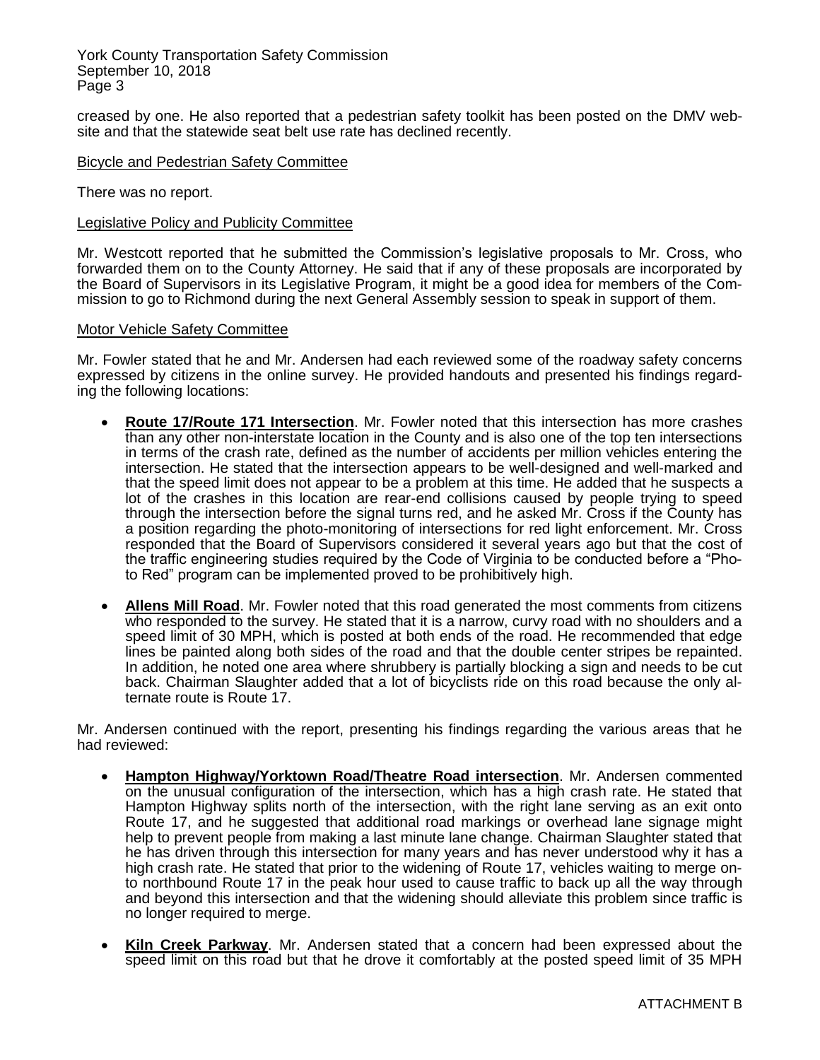creased by one. He also reported that a pedestrian safety toolkit has been posted on the DMV website and that the statewide seat belt use rate has declined recently.

Bicycle and Pedestrian Safety Committee

There was no report.

Legislative Policy and Publicity Committee

Mr. Westcott reported that he submitted the Commission's legislative proposals to Mr. Cross, who forwarded them on to the County Attorney. He said that if any of these proposals are incorporated by the Board of Supervisors in its Legislative Program, it might be a good idea for members of the Commission to go to Richmond during the next General Assembly session to speak in support of them.

Motor Vehicle Safety Committee

Mr. Fowler stated that he and Mr. Andersen had each reviewed some of the roadway safety concerns expressed by citizens in the online survey. He provided handouts and presented his findings regarding the following locations:

- **Route 17/Route 171 Intersection**. Mr. Fowler noted that this intersection has more crashes than any other non-interstate location in the County and is also one of the top ten intersections in terms of the crash rate, defined as the number of accidents per million vehicles entering the intersection. He stated that the intersection appears to be well-designed and well-marked and that the speed limit does not appear to be a problem at this time. He added that he suspects a lot of the crashes in this location are rear-end collisions caused by people trying to speed through the intersection before the signal turns red, and he asked Mr. Cross if the County has a position regarding the photo-monitoring of intersections for red light enforcement. Mr. Cross responded that the Board of Supervisors considered it several years ago but that the cost of the traffic engineering studies required by the Code of Virginia to be conducted before a "Photo Red" program can be implemented proved to be prohibitively high.

- **Allens Mill Road**. Mr. Fowler noted that this road generated the most comments from citizens who responded to the survey. He stated that it is a narrow, curvy road with no shoulders and a speed limit of 30 MPH, which is posted at both ends of the road. He recommended that edge lines be painted along both sides of the road and that the double center stripes be repainted. In addition, he noted one area where shrubbery is partially blocking a sign and needs to be cut back. Chairman Slaughter added that a lot of bicyclists ride on this road because the only alternate route is Route 17.

Mr. Andersen continued with the report, presenting his findings regarding the various areas that he had reviewed:

- **Hampton Highway/Yorktown Road/Theatre Road intersection**. Mr. Andersen commented on the unusual configuration of the intersection, which has a high crash rate. He stated that Hampton Highway splits north of the intersection, with the right lane serving as an exit onto Route 17, and he suggested that additional road markings or overhead lane signage might help to prevent people from making a last minute lane change. Chairman Slaughter stated that he has driven through this intersection for many years and has never understood why it has a high crash rate. He stated that prior to the widening of Route 17, vehicles waiting to merge onto northbound Route 17 in the peak hour used to cause traffic to back up all the way through and beyond this intersection and that the widening should alleviate this problem since traffic is no longer required to merge.

- **Kiln Creek Parkway**. Mr. Andersen stated that a concern had been expressed about the speed limit on this road but that he drove it comfortably at the posted speed limit of 35 MPH

ATTACHMENT B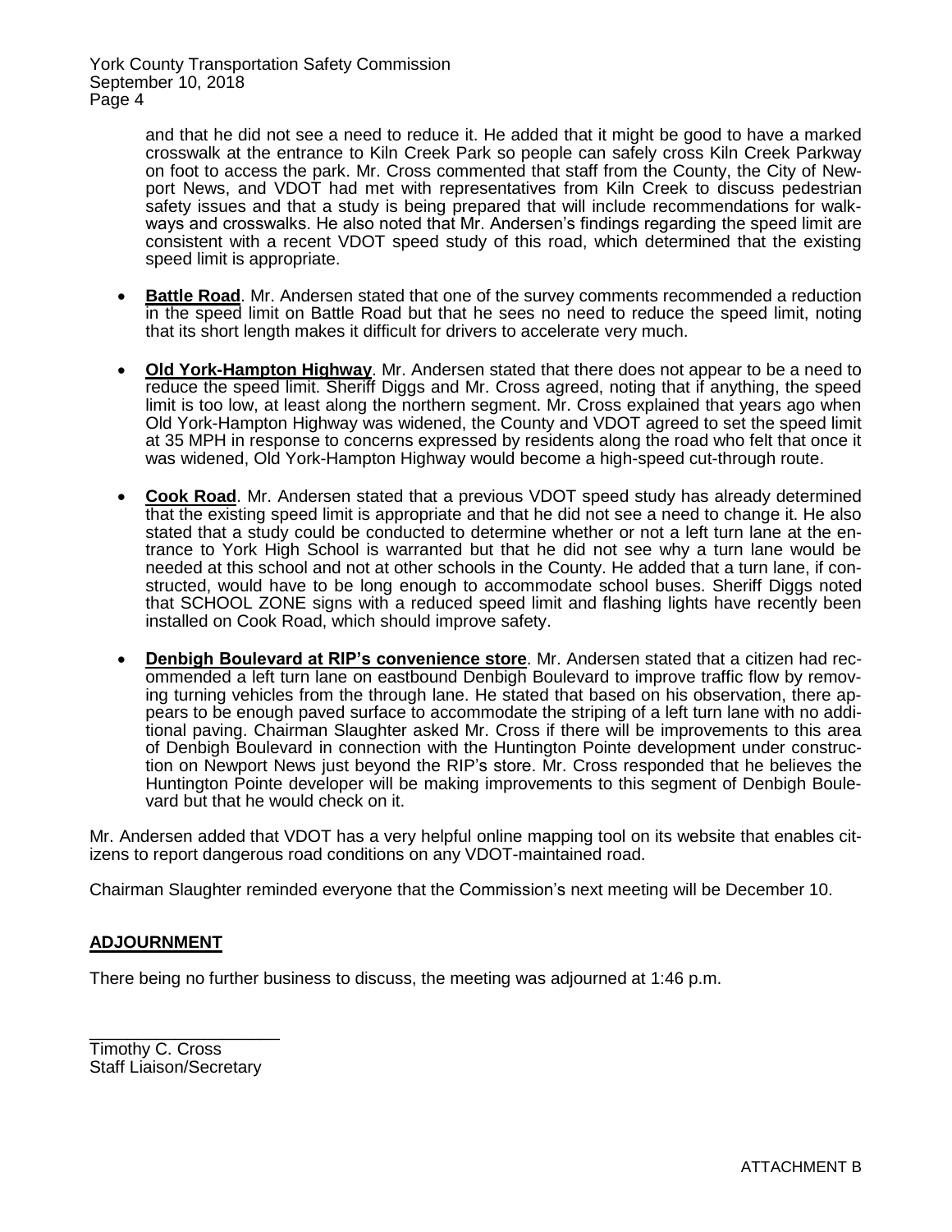and that he did not see a need to reduce it. He added that it might be good to have a marked crosswalk at the entrance to Kiln Creek Park so people can safely cross Kiln Creek Parkway on foot to access the park. Mr. Cross commented that staff from the County, the City of Newport News, and VDOT had met with representatives from Kiln Creek to discuss pedestrian safety issues and that a study is being prepared that will include recommendations for walkways and crosswalks. He also noted that Mr. Andersen's findings regarding the speed limit are consistent with a recent VDOT speed study of this road, which determined that the existing speed limit is appropriate.

- **Battle Road**. Mr. Andersen stated that one of the survey comments recommended a reduction in the speed limit on Battle Road but that he sees no need to reduce the speed limit, noting that its short length makes it difficult for drivers to accelerate very much.

- **Old York-Hampton Highway**. Mr. Andersen stated that there does not appear to be a need to reduce the speed limit. Sheriff Diggs and Mr. Cross agreed, noting that if anything, the speed limit is too low, at least along the northern segment. Mr. Cross explained that years ago when Old York-Hampton Highway was widened, the County and VDOT agreed to set the speed limit at 35 MPH in response to concerns expressed by residents along the road who felt that once it was widened, Old York-Hampton Highway would become a high-speed cut-through route.

- **Cook Road**. Mr. Andersen stated that a previous VDOT speed study has already determined that the existing speed limit is appropriate and that he did not see a need to change it. He also stated that a study could be conducted to determine whether or not a left turn lane at the entrance to York High School is warranted but that he did not see why a turn lane would be needed at this school and not at other schools in the County. He added that a turn lane, if constructed, would have to be long enough to accommodate school buses. Sheriff Diggs noted that SCHOOL ZONE signs with a reduced speed limit and flashing lights have recently been installed on Cook Road, which should improve safety.

- **Denbigh Boulevard at RIP's convenience store**. Mr. Andersen stated that a citizen had recommended a left turn lane on eastbound Denbigh Boulevard to improve traffic flow by removing turning vehicles from the through lane. He stated that based on his observation, there appears to be enough paved surface to accommodate the striping of a left turn lane with no additional paving. Chairman Slaughter asked Mr. Cross if there will be improvements to this area of Denbigh Boulevard in connection with the Huntington Pointe development under construction on Newport News just beyond the RIP's store. Mr. Cross responded that he believes the Huntington Pointe developer will be making improvements to this segment of Denbigh Boulevard but that he would check on it.

Mr. Andersen added that VDOT has a very helpful online mapping tool on its website that enables citizens to report dangerous road conditions on any VDOT-maintained road.

Chairman Slaughter reminded everyone that the Commission's next meeting will be December 10.

## ADJOURNMENT

There being no further business to discuss, the meeting was adjourned at 1:46 p.m.

\_\_\_\_\_\_\_\_\_\_\_\_\_\_\_\_\_\_\_\_\_\_

Timothy C. Cross
Staff Liaison/Secretary

ATTACHMENT B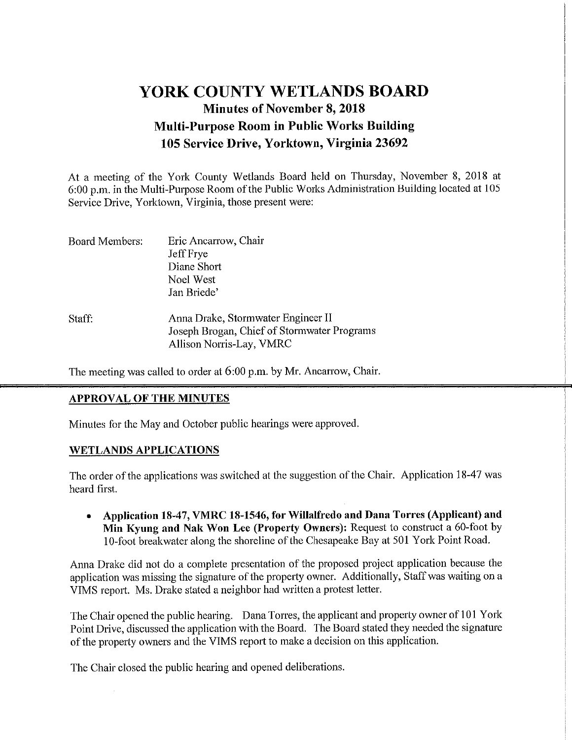# YORK COUNTY WETLANDS BOARD

## Minutes of November 8, 2018

## Multi-Purpose Room in Public Works Building

## 105 Service Drive, Yorktown, Virginia 23692

At a meeting of the York County Wetlands Board held on Thursday, November 8, 2018 at 6:00 p.m. in the Multi-Purpose Room of the Public Works Administration Building located at 105 Service Drive, Yorktown, Virginia, those present were:

| | |
|---|---|
| Board Members: | Eric Ancarrow, Chair<br>Jeff Frye<br>Diane Short<br>Noel West<br>Jan Briede' |
| Staff: | Anna Drake, Stormwater Engineer II<br>Joseph Brogan, Chief of Stormwater Programs<br>Allison Norris-Lay, VMRC |

The meeting was called to order at 6:00 p.m. by Mr. Ancarrow, Chair.

**APPROVAL OF THE MINUTES**

Minutes for the May and October public hearings were approved.

**WETLANDS APPLICATIONS**

The order of the applications was switched at the suggestion of the Chair. Application 18-47 was heard first.

- **Application 18-47, VMRC 18-1546, for Willalfredo and Dana Torres (Applicant) and Min Kyung and Nak Won Lee (Property Owners):** Request to construct a 60-foot by 10-foot breakwater along the shoreline of the Chesapeake Bay at 501 York Point Road.

Anna Drake did not do a complete presentation of the proposed project application because the application was missing the signature of the property owner. Additionally, Staff was waiting on a VIMS report. Ms. Drake stated a neighbor had written a protest letter.

The Chair opened the public hearing. Dana Torres, the applicant and property owner of 101 York Point Drive, discussed the application with the Board. The Board stated they needed the signature of the property owners and the VIMS report to make a decision on this application.

The Chair closed the public hearing and opened deliberations.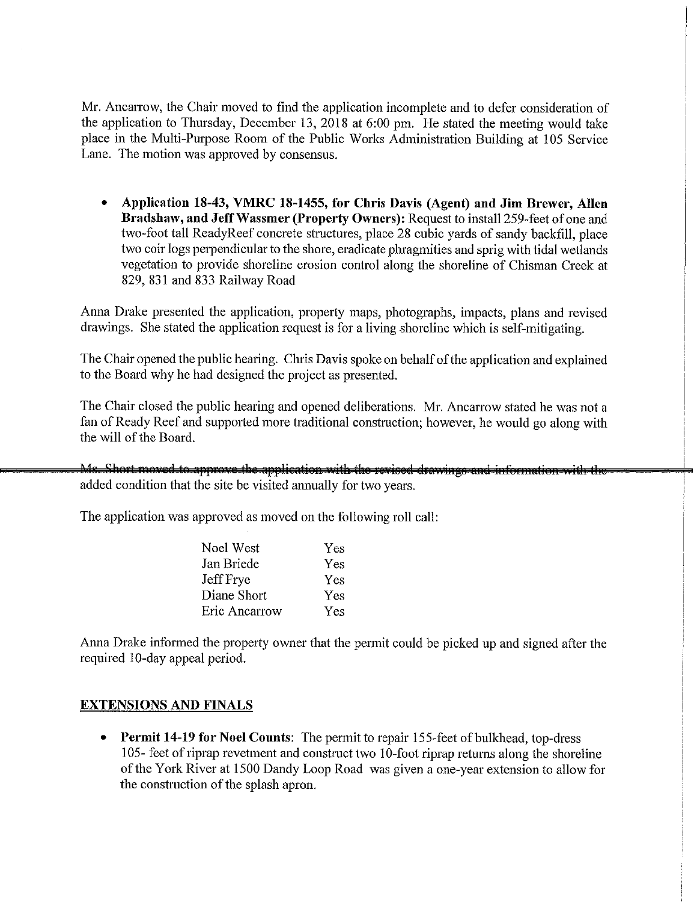Mr. Ancarrow, the Chair moved to find the application incomplete and to defer consideration of the application to Thursday, December 13, 2018 at 6:00 pm. He stated the meeting would take place in the Multi-Purpose Room of the Public Works Administration Building at 105 Service Lane. The motion was approved by consensus.

- **Application 18-43, VMRC 18-1455, for Chris Davis (Agent) and Jim Brewer, Allen Bradshaw, and Jeff Wassmer (Property Owners):** Request to install 259-feet of one and two-foot tall ReadyReef concrete structures, place 28 cubic yards of sandy backfill, place two coir logs perpendicular to the shore, eradicate phragmities and sprig with tidal wetlands vegetation to provide shoreline erosion control along the shoreline of Chisman Creek at 829, 831 and 833 Railway Road

Anna Drake presented the application, property maps, photographs, impacts, plans and revised drawings. She stated the application request is for a living shoreline which is self-mitigating.

The Chair opened the public hearing. Chris Davis spoke on behalf of the application and explained to the Board why he had designed the project as presented.

The Chair closed the public hearing and opened deliberations. Mr. Ancarrow stated he was not a fan of Ready Reef and supported more traditional construction; however, he would go along with the will of the Board.

Ms. Short moved to approve the application with the revised drawings and information with the added condition that the site be visited annually for two years.

The application was approved as moved on the following roll call:

| | |
|---|---|
| Noel West | Yes |
| Jan Briede | Yes |
| Jeff Frye | Yes |
| Diane Short | Yes |
| Eric Ancarrow | Yes |

Anna Drake informed the property owner that the permit could be picked up and signed after the required 10-day appeal period.

**EXTENSIONS AND FINALS**

- **Permit 14-19 for Noel Counts**: The permit to repair 155-feet of bulkhead, top-dress 105- feet of riprap revetment and construct two 10-foot riprap returns along the shoreline of the York River at 1500 Dandy Loop Road was given a one-year extension to allow for the construction of the splash apron.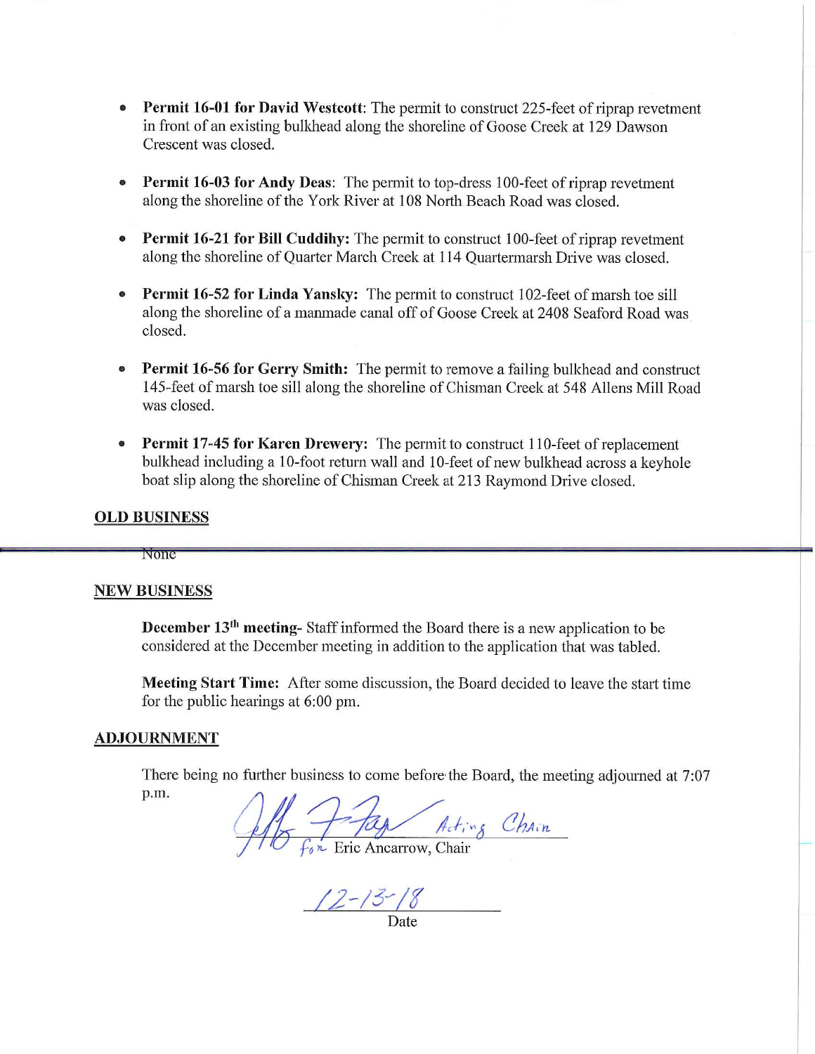- **Permit 16-01 for David Westcott**: The permit to construct 225-feet of riprap revetment in front of an existing bulkhead along the shoreline of Goose Creek at 129 Dawson Crescent was closed.

- **Permit 16-03 for Andy Deas**: The permit to top-dress 100-feet of riprap revetment along the shoreline of the York River at 108 North Beach Road was closed.

- **Permit 16-21 for Bill Cuddihy:** The permit to construct 100-feet of riprap revetment along the shoreline of Quarter March Creek at 114 Quartermarsh Drive was closed.

- **Permit 16-52 for Linda Yansky:** The permit to construct 102-feet of marsh toe sill along the shoreline of a manmade canal off of Goose Creek at 2408 Seaford Road was closed.

- **Permit 16-56 for Gerry Smith:** The permit to remove a failing bulkhead and construct 145-feet of marsh toe sill along the shoreline of Chisman Creek at 548 Allens Mill Road was closed.

- **Permit 17-45 for Karen Drewery:** The permit to construct 110-feet of replacement bulkhead including a 10-foot return wall and 10-feet of new bulkhead across a keyhole boat slip along the shoreline of Chisman Creek at 213 Raymond Drive closed.

## OLD BUSINESS

None

## NEW BUSINESS

**December 13th meeting**- Staff informed the Board there is a new application to be considered at the December meeting in addition to the application that was tabled.

**Meeting Start Time:** After some discussion, the Board decided to leave the start time for the public hearings at 6:00 pm.

## ADJOURNMENT

There being no further business to come before the Board, the meeting adjourned at 7:07 p.m.

Acting Chair
for Eric Ancarrow, Chair

12-13-18
Date